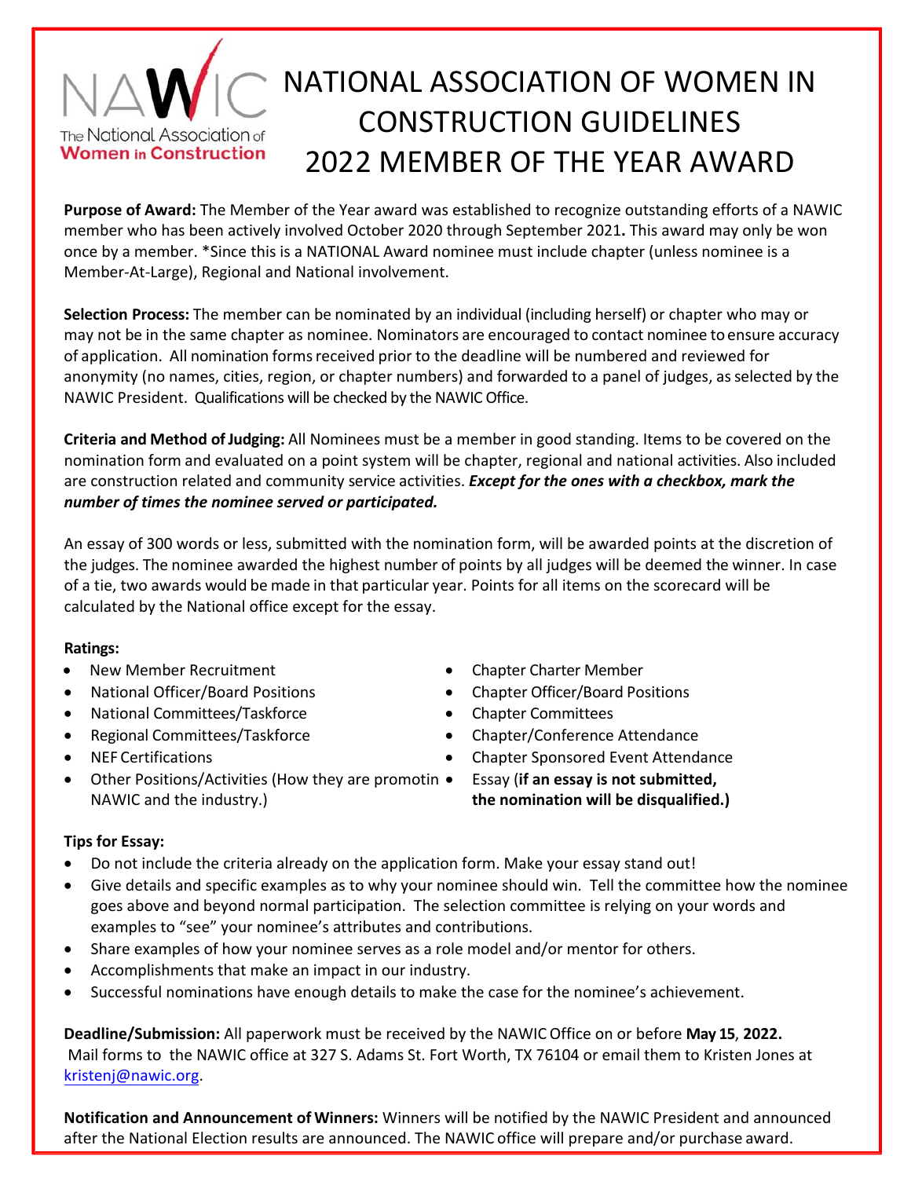# NATIONAL ASSOCIATION OF WOMEN IN CONSTRUCTION GUIDELINES 2022 MEMBER OF THE YEAR AWARD

**Purpose of Award:** The Member of the Year award was established to recognize outstanding efforts of a NAWIC member who has been actively involved October 2020 through September 2021**.** This award may only be won once by a member. *Since this is a NATIONAL Award nominee must include chapter (unless nominee is a Member-At-Large), Regional and National involvement.

**Selection Process:** The member can be nominated by an individual (including herself) or chapter who may or may not be in the same chapter as nominee. Nominators are encouraged to contact nominee to ensure accuracy of application. All nomination forms received prior to the deadline will be numbered and reviewed for anonymity (no names, cities, region, or chapter numbers) and forwarded to a panel of judges, as selected by the NAWIC President. Qualifications will be checked by the NAWIC Office.

**Criteria and Method of Judging:** All Nominees must be a member in good standing. Items to be covered on the nomination form and evaluated on a point system will be chapter, regional and national activities. Also included are construction related and community service activities. ***Except for the ones with a checkbox, mark the number of times the nominee served or participated.***

An essay of 300 words or less, submitted with the nomination form, will be awarded points at the discretion of the judges. The nominee awarded the highest number of points by all judges will be deemed the winner. In case of a tie, two awards would be made in that particular year. Points for all items on the scorecard will be calculated by the National office except for the essay.

**Ratings:**

- New Member Recruitment
- National Officer/Board Positions
- National Committees/Taskforce
- Regional Committees/Taskforce
- NEF Certifications
- Other Positions/Activities (How they are promotin NAWIC and the industry.)
- Chapter Charter Member
- Chapter Officer/Board Positions
- Chapter Committees
- Chapter/Conference Attendance
- Chapter Sponsored Event Attendance
- Essay (**if an essay is not submitted, the nomination will be disqualified.)**

**Tips for Essay:**

- Do not include the criteria already on the application form. Make your essay stand out!
- Give details and specific examples as to why your nominee should win. Tell the committee how the nominee goes above and beyond normal participation. The selection committee is relying on your words and examples to "see" your nominee's attributes and contributions.
- Share examples of how your nominee serves as a role model and/or mentor for others.
- Accomplishments that make an impact in our industry.
- Successful nominations have enough details to make the case for the nominee's achievement.

**Deadline/Submission:** All paperwork must be received by the NAWIC Office on or before **May 15**, **2022.** Mail forms to the NAWIC office at 327 S. Adams St. Fort Worth, TX 76104 or email them to Kristen Jones at kristenj@nawic.org.

**Notification and Announcement of Winners:** Winners will be notified by the NAWIC President and announced after the National Election results are announced. The NAWIC office will prepare and/or purchase award.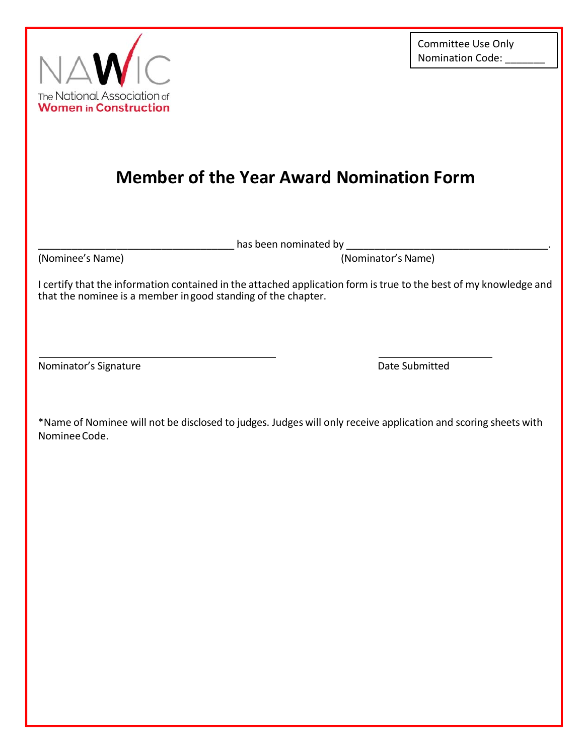The National Association of Women in Construction

Committee Use Only
Nomination Code: _______

# Member of the Year Award Nomination Form

___________________________________ has been nominated by ____________________________________.

(Nominee's Name) (Nominator's Name)

I certify that the information contained in the attached application form is true to the best of my knowledge and that the nominee is a member in good standing of the chapter.

_____________________________________________

Nominator's Signature

_____________________

Date Submitted

*Name of Nominee will not be disclosed to judges. Judges will only receive application and scoring sheets with Nominee Code.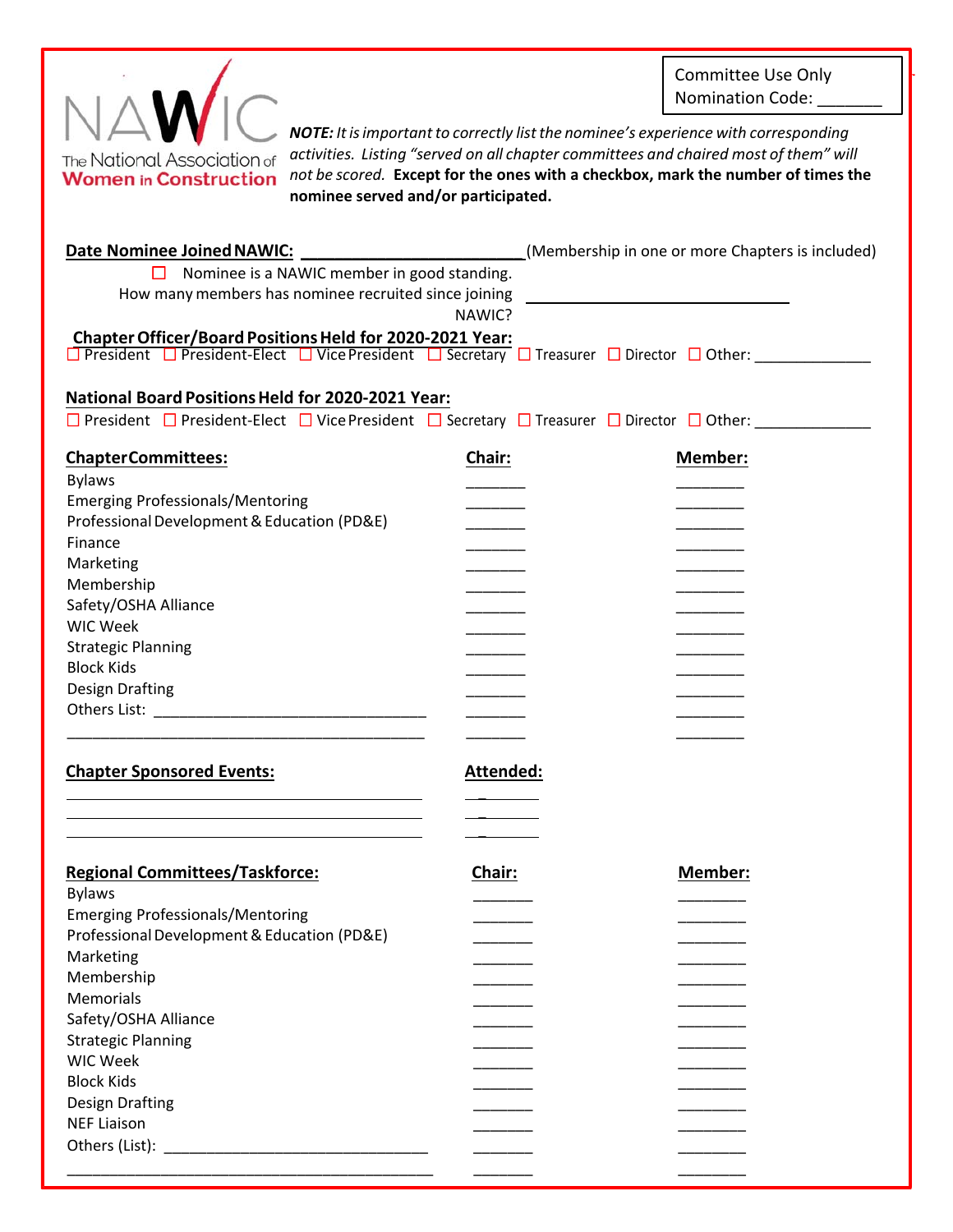Committee Use Only
Nomination Code: _______

NAWIC — The National Association of Women in Construction

***NOTE:** It is important to correctly list the nominee's experience with corresponding activities. Listing "served on all chapter committees and chaired most of them" will not be scored.* **Except for the ones with a checkbox, mark the number of times the nominee served and/or participated.**

**Date Nominee Joined NAWIC:** ________________________(Membership in one or more Chapters is included)

☐ Nominee is a NAWIC member in good standing.

How many members has nominee recruited since joining NAWIC? ______________________________

**Chapter Officer/Board Positions Held for 2020-2021 Year:**

☐ President ☐ President-Elect ☐ Vice President ☐ Secretary ☐ Treasurer ☐ Director ☐ Other: _____________

**National Board Positions Held for 2020-2021 Year:**

☐ President ☐ President-Elect ☐ Vice President ☐ Secretary ☐ Treasurer ☐ Director ☐ Other: _____________

| Chapter Committees: | Chair: | Member: |
|---|---|---|
| Bylaws | _______ | ________ |
| Emerging Professionals/Mentoring | _______ | ________ |
| Professional Development & Education (PD&E) | _______ | ________ |
| Finance | _______ | ________ |
| Marketing | _______ | ________ |
| Membership | _______ | ________ |
| Safety/OSHA Alliance | _______ | ________ |
| WIC Week | _______ | ________ |
| Strategic Planning | _______ | ________ |
| Block Kids | _______ | ________ |
| Design Drafting | _______ | ________ |
| Others List: ______________________________ | _______ | ________ |
| ________________________________________ | _______ | ________ |

| Chapter Sponsored Events: | Attended: |
|---|---|
| ________________________________________ | ________ |
| ________________________________________ | ________ |
| ________________________________________ | ________ |

| Regional Committees/Taskforce: | Chair: | Member: |
|---|---|---|
| Bylaws | _______ | ________ |
| Emerging Professionals/Mentoring | _______ | ________ |
| Professional Development & Education (PD&E) | _______ | ________ |
| Marketing | _______ | ________ |
| Membership | _______ | ________ |
| Memorials | _______ | ________ |
| Safety/OSHA Alliance | _______ | ________ |
| Strategic Planning | _______ | ________ |
| WIC Week | _______ | ________ |
| Block Kids | _______ | ________ |
| Design Drafting | _______ | ________ |
| NEF Liaison | _______ | ________ |
| Others (List): ______________________________ | _______ | ________ |
| ________________________________________ | _______ | ________ |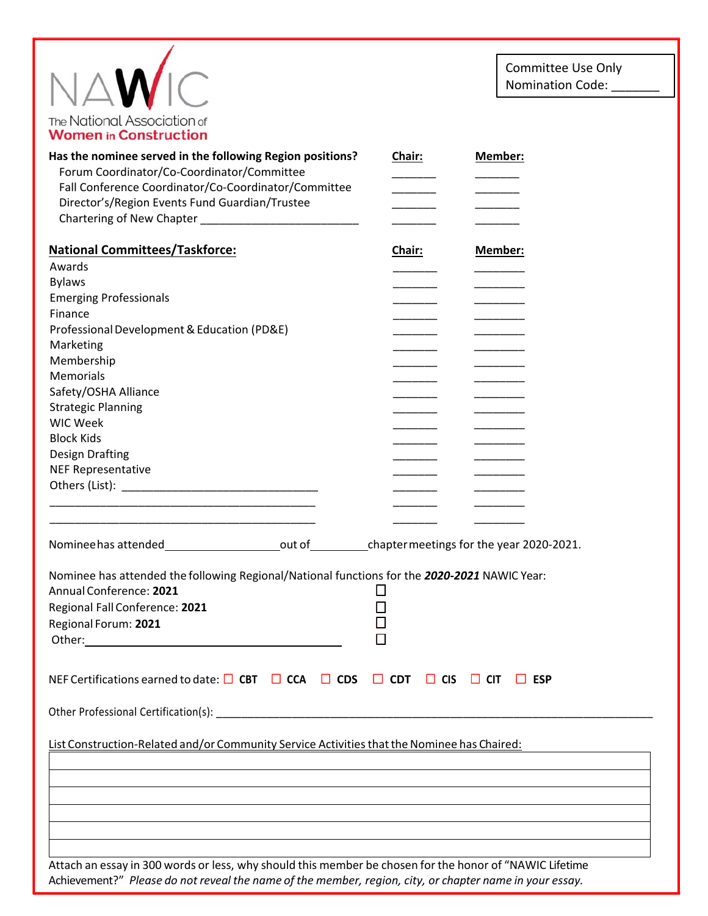NAWIC
The National Association of **Women in Construction**

Committee Use Only
Nomination Code: _______

| **Has the nominee served in the following Region positions?** | **Chair:** | **Member:** |
|---|---|---|
| Forum Coordinator/Co-Coordinator/Committee | _______ | _______ |
| Fall Conference Coordinator/Co-Coordinator/Committee | _______ | _______ |
| Director's/Region Events Fund Guardian/Trustee | _______ | _______ |
| Chartering of New Chapter ________________________ | _______ | _______ |

| **National Committees/Taskforce:** | **Chair:** | **Member:** |
|---|---|---|
| Awards | _______ | ________ |
| Bylaws | _______ | ________ |
| Emerging Professionals | _______ | ________ |
| Finance | _______ | ________ |
| Professional Development & Education (PD&E) | _______ | ________ |
| Marketing | _______ | ________ |
| Membership | _______ | ________ |
| Memorials | _______ | ________ |
| Safety/OSHA Alliance | _______ | ________ |
| Strategic Planning | _______ | ________ |
| WIC Week | _______ | ________ |
| Block Kids | _______ | ________ |
| Design Drafting | _______ | ________ |
| NEF Representative | _______ | ________ |
| Others (List): ______________________________ | _______ | ________ |
| ___________________________________________ | _______ | ________ |
| ___________________________________________ | _______ | ________ |

Nominee has attended __________________ out of _________ chapter meetings for the year 2020-2021.

Nominee has attended the following Regional/National functions for the ***2020-2021*** NAWIC Year:

- Annual Conference: **2021** ☐
- Regional Fall Conference: **2021** ☐
- Regional Forum: **2021** ☐
- Other: ________________________________________ ☐

NEF Certifications earned to date: ☐ **CBT** ☐ **CCA** ☐ **CDS** ☐ **CDT** ☐ **CIS** ☐ **CIT** ☐ **ESP**

Other Professional Certification(s): ___________________________________________________________________________

List Construction-Related and/or Community Service Activities that the Nominee has Chaired:

| |
|---|
| |
| |
| |
| |
| |

Attach an essay in 300 words or less, why should this member be chosen for the honor of "NAWIC Lifetime Achievement?" *Please do not reveal the name of the member, region, city, or chapter name in your essay.*